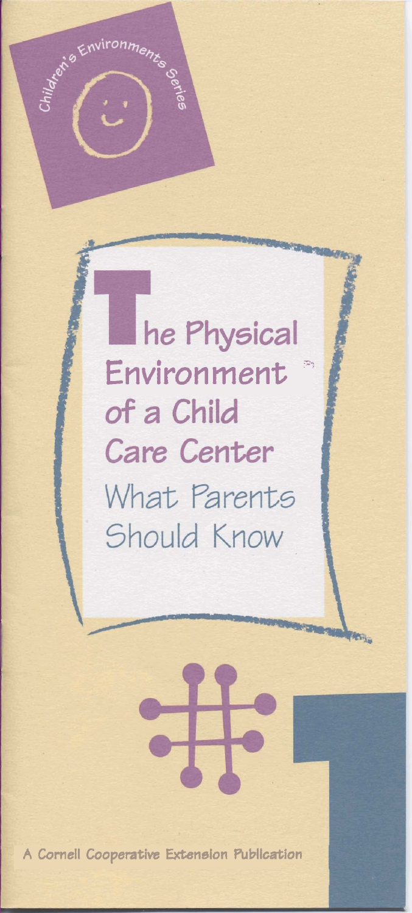Children's Environments Series

# The Physical Environment of a Child Care Center

## What Parents Should Know

A Cornell Cooperative Extension Publication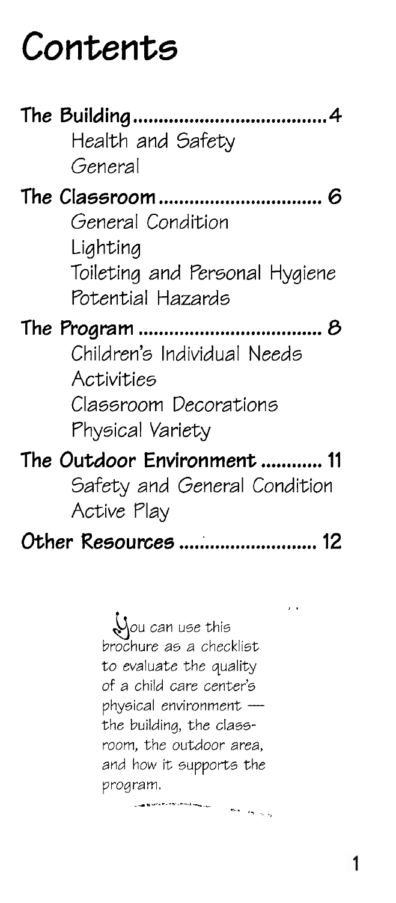# Contents

**The Building....................................4**
- Health and Safety
- General

**The Classroom.............................. 6**
- General Condition
- Lighting
- Toileting and Personal Hygiene
- Potential Hazards

**The Program .................................. 8**
- Children's Individual Needs
- Activities
- Classroom Decorations
- Physical Variety

**The Outdoor Environment ............ 11**
- Safety and General Condition
- Active Play

**Other Resources .......................... 12**

You can use this brochure as a checklist to evaluate the quality of a child care center's physical environment — the building, the classroom, the outdoor area, and how it supports the program.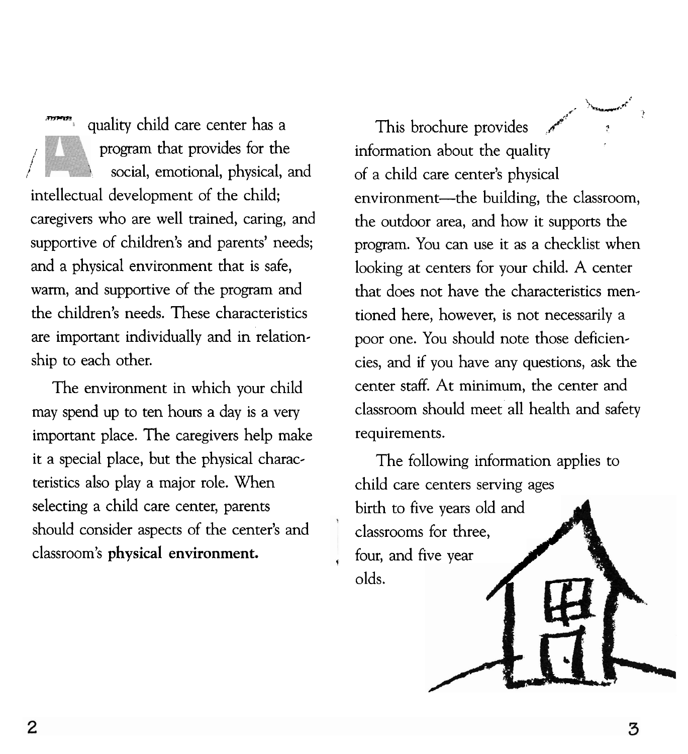A quality child care center has a program that provides for the social, emotional, physical, and intellectual development of the child; caregivers who are well trained, caring, and supportive of children's and parents' needs; and a physical environment that is safe, warm, and supportive of the program and the children's needs. These characteristics are important individually and in relationship to each other.

The environment in which your child may spend up to ten hours a day is a very important place. The caregivers help make it a special place, but the physical characteristics also play a major role. When selecting a child care center, parents should consider aspects of the center's and classroom's **physical environment.**

This brochure provides information about the quality of a child care center's physical environment—the building, the classroom, the outdoor area, and how it supports the program. You can use it as a checklist when looking at centers for your child. A center that does not have the characteristics mentioned here, however, is not necessarily a poor one. You should note those deficiencies, and if you have any questions, ask the center staff. At minimum, the center and classroom should meet all health and safety requirements.

The following information applies to child care centers serving ages birth to five years old and classrooms for three, four, and five year olds.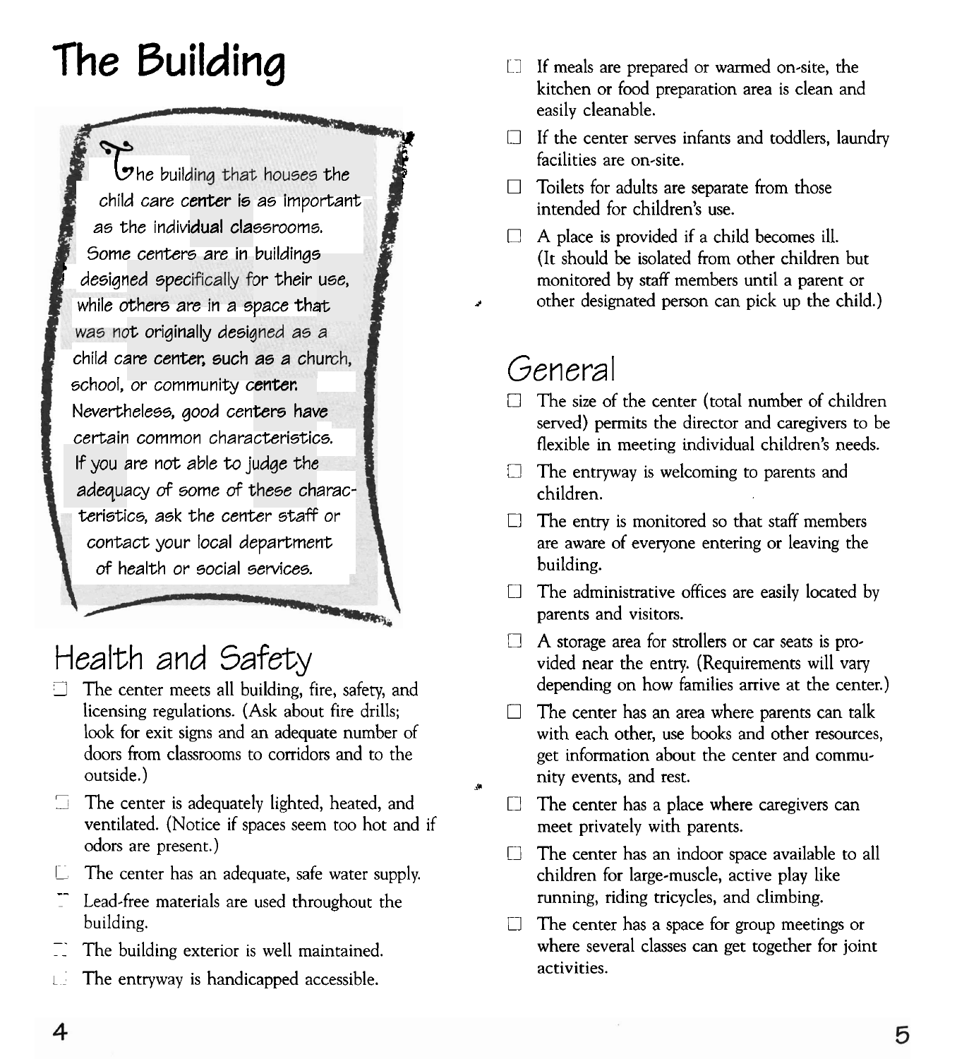# The Building

The building that houses the child care center is as important as the individual classrooms. Some centers are in buildings designed specifically for their use, while others are in a space that was not originally designed as a child care center, such as a church, school, or community center. Nevertheless, good centers have certain common characteristics. If you are not able to judge the adequacy of some of these characteristics, ask the center staff or contact your local department of health or social services.

## Health and Safety

- ☐ The center meets all building, fire, safety, and licensing regulations. (Ask about fire drills; look for exit signs and an adequate number of doors from classrooms to corridors and to the outside.)
- ☐ The center is adequately lighted, heated, and ventilated. (Notice if spaces seem too hot and if odors are present.)
- ☐ The center has an adequate, safe water supply.
- ☐ Lead-free materials are used throughout the building.
- ☐ The building exterior is well maintained.
- ☐ The entryway is handicapped accessible.
- ☐ If meals are prepared or warmed on-site, the kitchen or food preparation area is clean and easily cleanable.
- ☐ If the center serves infants and toddlers, laundry facilities are on-site.
- ☐ Toilets for adults are separate from those intended for children's use.
- ☐ A place is provided if a child becomes ill. (It should be isolated from other children but monitored by staff members until a parent or other designated person can pick up the child.)

## General

- ☐ The size of the center (total number of children served) permits the director and caregivers to be flexible in meeting individual children's needs.
- ☐ The entryway is welcoming to parents and children.
- ☐ The entry is monitored so that staff members are aware of everyone entering or leaving the building.
- ☐ The administrative offices are easily located by parents and visitors.
- ☐ A storage area for strollers or car seats is provided near the entry. (Requirements will vary depending on how families arrive at the center.)
- ☐ The center has an area where parents can talk with each other, use books and other resources, get information about the center and community events, and rest.
- ☐ The center has a place where caregivers can meet privately with parents.
- ☐ The center has an indoor space available to all children for large-muscle, active play like running, riding tricycles, and climbing.
- ☐ The center has a space for group meetings or where several classes can get together for joint activities.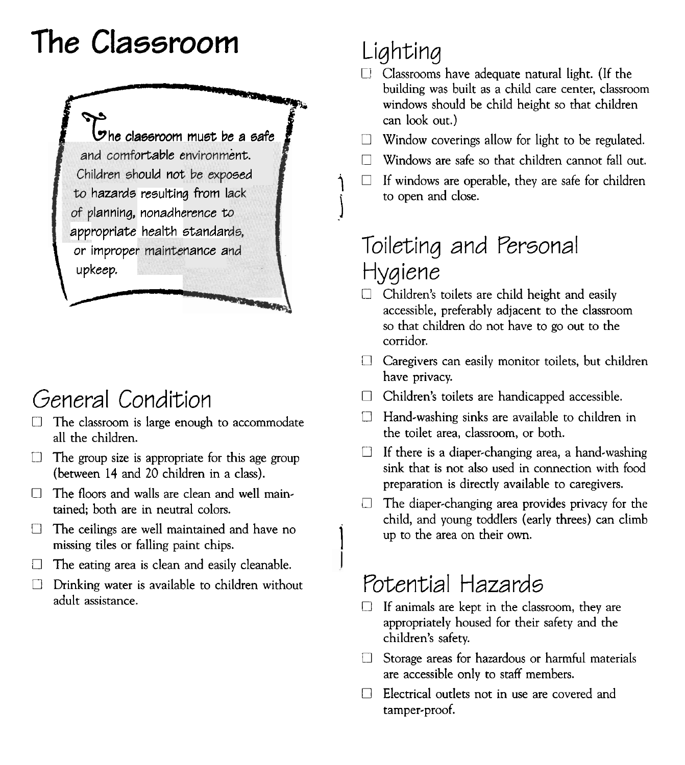# The Classroom

The classroom must be a safe and comfortable environment. Children should not be exposed to hazards resulting from lack of planning, nonadherence to appropriate health standards, or improper maintenance and upkeep.

## General Condition

- ☐ The classroom is large enough to accommodate all the children.
- ☐ The group size is appropriate for this age group (between 14 and 20 children in a class).
- ☐ The floors and walls are clean and well maintained; both are in neutral colors.
- ☐ The ceilings are well maintained and have no missing tiles or falling paint chips.
- ☐ The eating area is clean and easily cleanable.
- ☐ Drinking water is available to children without adult assistance.

## Lighting

- ☐ Classrooms have adequate natural light. (If the building was built as a child care center, classroom windows should be child height so that children can look out.)
- ☐ Window coverings allow for light to be regulated.
- ☐ Windows are safe so that children cannot fall out.
- ☐ If windows are operable, they are safe for children to open and close.

## Toileting and Personal Hygiene

- ☐ Children's toilets are child height and easily accessible, preferably adjacent to the classroom so that children do not have to go out to the corridor.
- ☐ Caregivers can easily monitor toilets, but children have privacy.
- ☐ Children's toilets are handicapped accessible.
- ☐ Hand-washing sinks are available to children in the toilet area, classroom, or both.
- ☐ If there is a diaper-changing area, a hand-washing sink that is not also used in connection with food preparation is directly available to caregivers.
- ☐ The diaper-changing area provides privacy for the child, and young toddlers (early threes) can climb up to the area on their own.

## Potential Hazards

- ☐ If animals are kept in the classroom, they are appropriately housed for their safety and the children's safety.
- ☐ Storage areas for hazardous or harmful materials are accessible only to staff members.
- ☐ Electrical outlets not in use are covered and tamper-proof.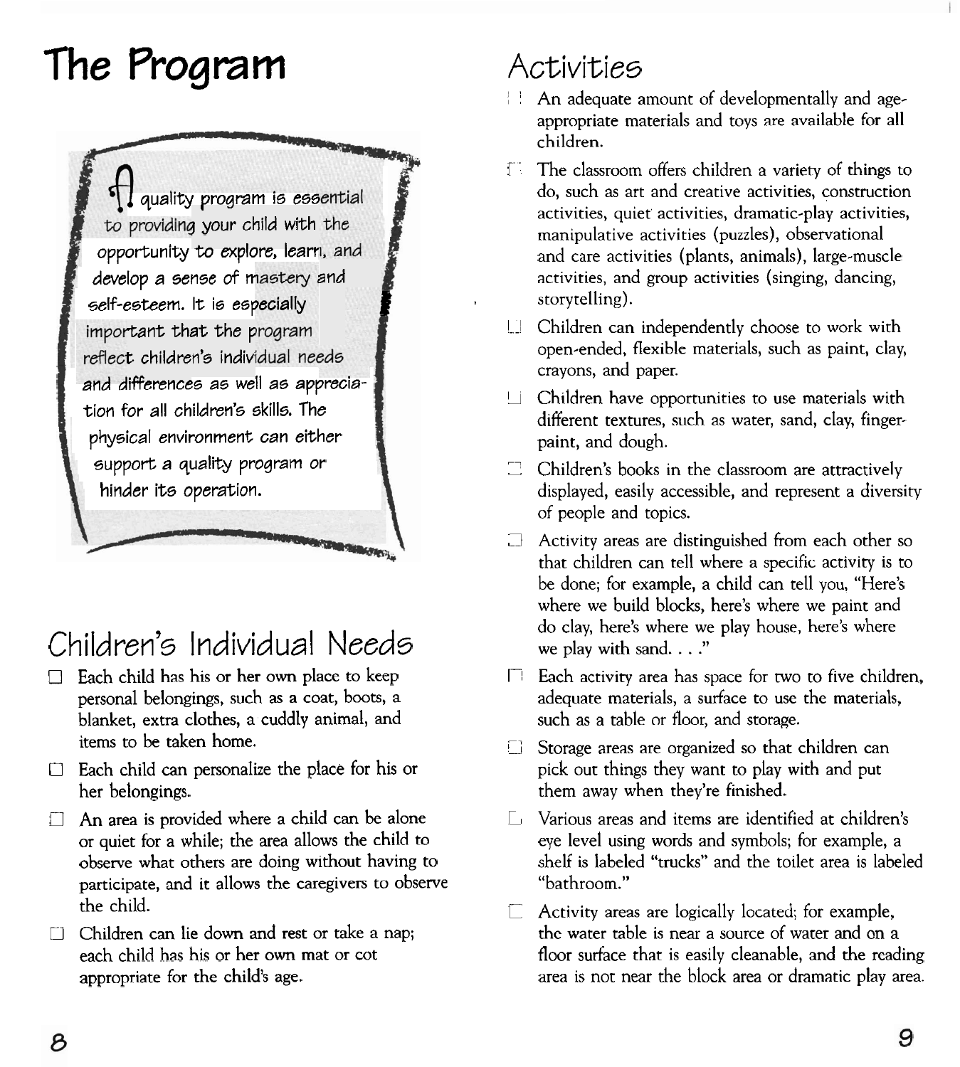# The Program

A quality program is essential to providing your child with the opportunity to explore, learn, and develop a sense of mastery and self-esteem. It is especially important that the program reflect children's individual needs and differences as well as appreciation for all children's skills. The physical environment can either support a quality program or hinder its operation.

## Children's Individual Needs

- ☐ Each child has his or her own place to keep personal belongings, such as a coat, boots, a blanket, extra clothes, a cuddly animal, and items to be taken home.
- ☐ Each child can personalize the place for his or her belongings.
- ☐ An area is provided where a child can be alone or quiet for a while; the area allows the child to observe what others are doing without having to participate, and it allows the caregivers to observe the child.
- ☐ Children can lie down and rest or take a nap; each child has his or her own mat or cot appropriate for the child's age.

## Activities

- ☐ An adequate amount of developmentally and age-appropriate materials and toys are available for all children.
- ☐ The classroom offers children a variety of things to do, such as art and creative activities, construction activities, quiet activities, dramatic-play activities, manipulative activities (puzzles), observational and care activities (plants, animals), large-muscle activities, and group activities (singing, dancing, storytelling).
- ☐ Children can independently choose to work with open-ended, flexible materials, such as paint, clay, crayons, and paper.
- ☐ Children have opportunities to use materials with different textures, such as water, sand, clay, finger-paint, and dough.
- ☐ Children's books in the classroom are attractively displayed, easily accessible, and represent a diversity of people and topics.
- ☐ Activity areas are distinguished from each other so that children can tell where a specific activity is to be done; for example, a child can tell you, "Here's where we build blocks, here's where we paint and do clay, here's where we play house, here's where we play with sand. . . ."
- ☐ Each activity area has space for two to five children, adequate materials, a surface to use the materials, such as a table or floor, and storage.
- ☐ Storage areas are organized so that children can pick out things they want to play with and put them away when they're finished.
- ☐ Various areas and items are identified at children's eye level using words and symbols; for example, a shelf is labeled "trucks" and the toilet area is labeled "bathroom."
- ☐ Activity areas are logically located; for example, the water table is near a source of water and on a floor surface that is easily cleanable, and the reading area is not near the block area or dramatic play area.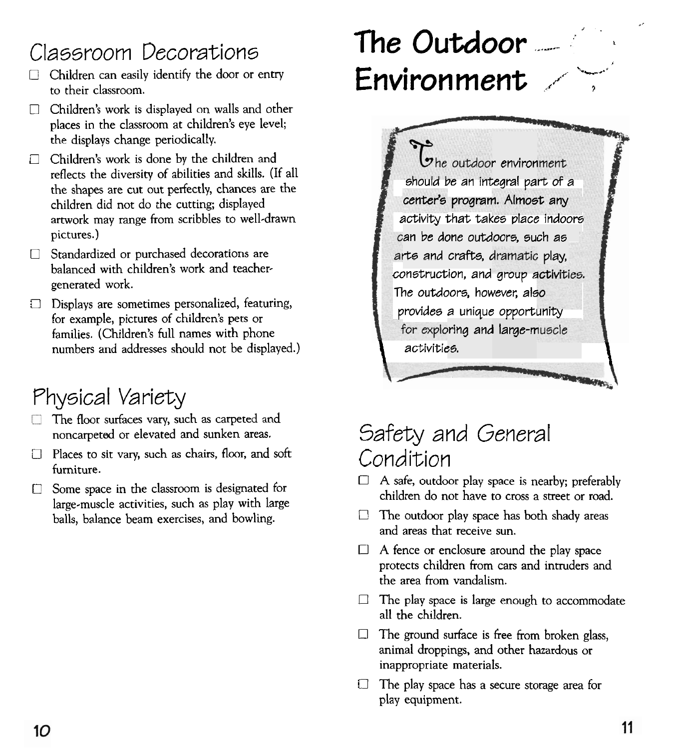## Classroom Decorations

- ☐ Children can easily identify the door or entry to their classroom.
- ☐ Children's work is displayed on walls and other places in the classroom at children's eye level; the displays change periodically.
- ☐ Children's work is done by the children and reflects the diversity of abilities and skills. (If all the shapes are cut out perfectly, chances are the children did not do the cutting; displayed artwork may range from scribbles to well-drawn pictures.)
- ☐ Standardized or purchased decorations are balanced with children's work and teacher-generated work.
- ☐ Displays are sometimes personalized, featuring, for example, pictures of children's pets or families. (Children's full names with phone numbers and addresses should not be displayed.)

## Physical Variety

- ☐ The floor surfaces vary, such as carpeted and noncarpeted or elevated and sunken areas.
- ☐ Places to sit vary, such as chairs, floor, and soft furniture.
- ☐ Some space in the classroom is designated for large-muscle activities, such as play with large balls, balance beam exercises, and bowling.

# The Outdoor Environment

The outdoor environment should be an integral part of a center's program. Almost any activity that takes place indoors can be done outdoors, such as arts and crafts, dramatic play, construction, and group activities. The outdoors, however, also provides a unique opportunity for exploring and large-muscle activities.

## Safety and General Condition

- ☐ A safe, outdoor play space is nearby; preferably children do not have to cross a street or road.
- ☐ The outdoor play space has both shady areas and areas that receive sun.
- ☐ A fence or enclosure around the play space protects children from cars and intruders and the area from vandalism.
- ☐ The play space is large enough to accommodate all the children.
- ☐ The ground surface is free from broken glass, animal droppings, and other hazardous or inappropriate materials.
- ☐ The play space has a secure storage area for play equipment.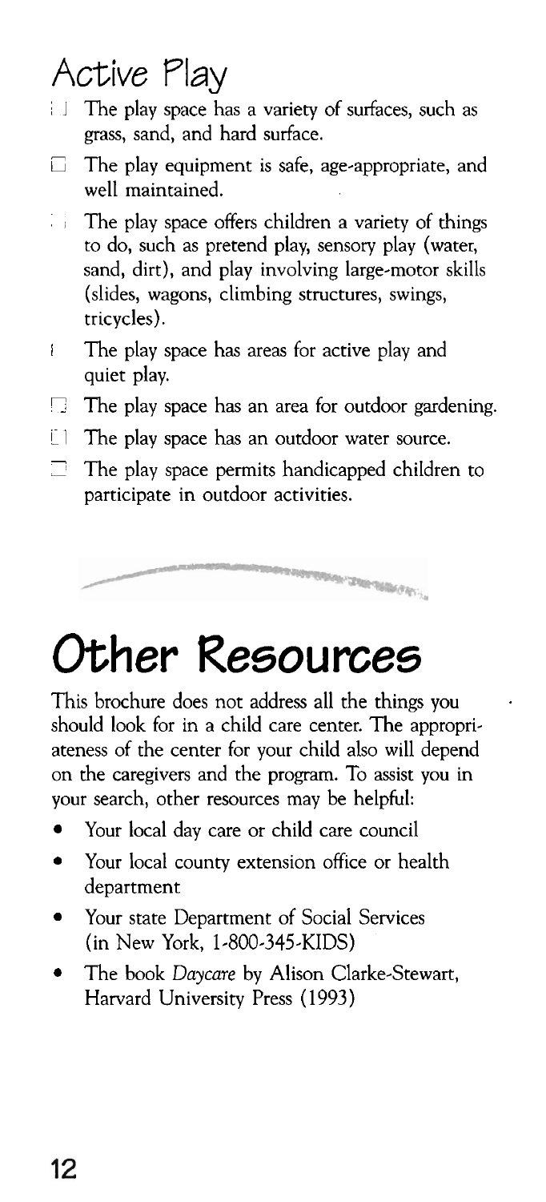## Active Play

- ☐ The play space has a variety of surfaces, such as grass, sand, and hard surface.
- ☐ The play equipment is safe, age-appropriate, and well maintained.
- ☐ The play space offers children a variety of things to do, such as pretend play, sensory play (water, sand, dirt), and play involving large-motor skills (slides, wagons, climbing structures, swings, tricycles).
- ☐ The play space has areas for active play and quiet play.
- ☐ The play space has an area for outdoor gardening.
- ☐ The play space has an outdoor water source.
- ☐ The play space permits handicapped children to participate in outdoor activities.

# Other Resources

This brochure does not address all the things you should look for in a child care center. The appropriateness of the center for your child also will depend on the caregivers and the program. To assist you in your search, other resources may be helpful:

- Your local day care or child care council
- Your local county extension office or health department
- Your state Department of Social Services (in New York, 1-800-345-KIDS)
- The book *Daycare* by Alison Clarke-Stewart, Harvard University Press (1993)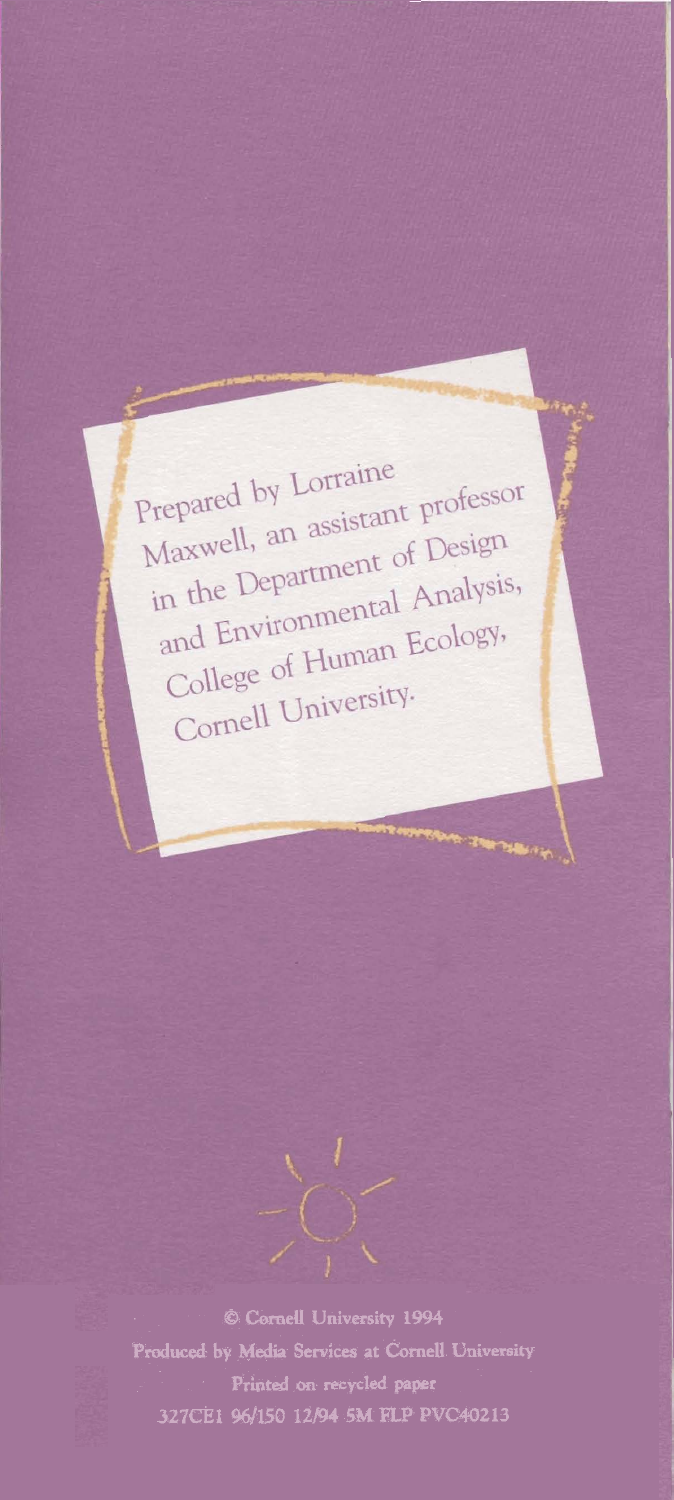Prepared by Lorraine Maxwell, an assistant professor in the Department of Design and Environmental Analysis, College of Human Ecology, Cornell University.

© Cornell University 1994
Produced by Media Services at Cornell University
Printed on recycled paper
327CE1 96/150 12/94 5M FLP PVC40213